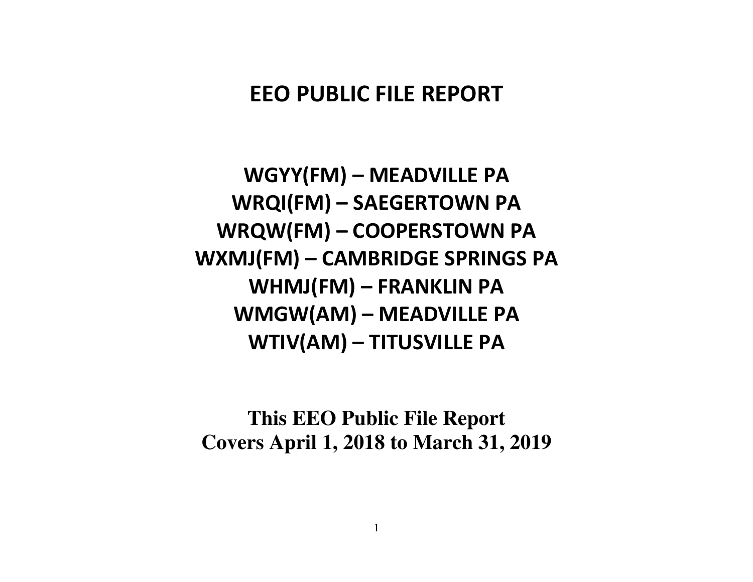# EEO PUBLIC FILE REPORT

## WGYY(FM) – MEADVILLE PA
## WRQI(FM) – SAEGERTOWN PA
## WRQW(FM) – COOPERSTOWN PA
## WXMJ(FM) – CAMBRIDGE SPRINGS PA
## WHMJ(FM) – FRANKLIN PA
## WMGW(AM) – MEADVILLE PA
## WTIV(AM) – TITUSVILLE PA

**This EEO Public File Report**
**Covers April 1, 2018 to March 31, 2019**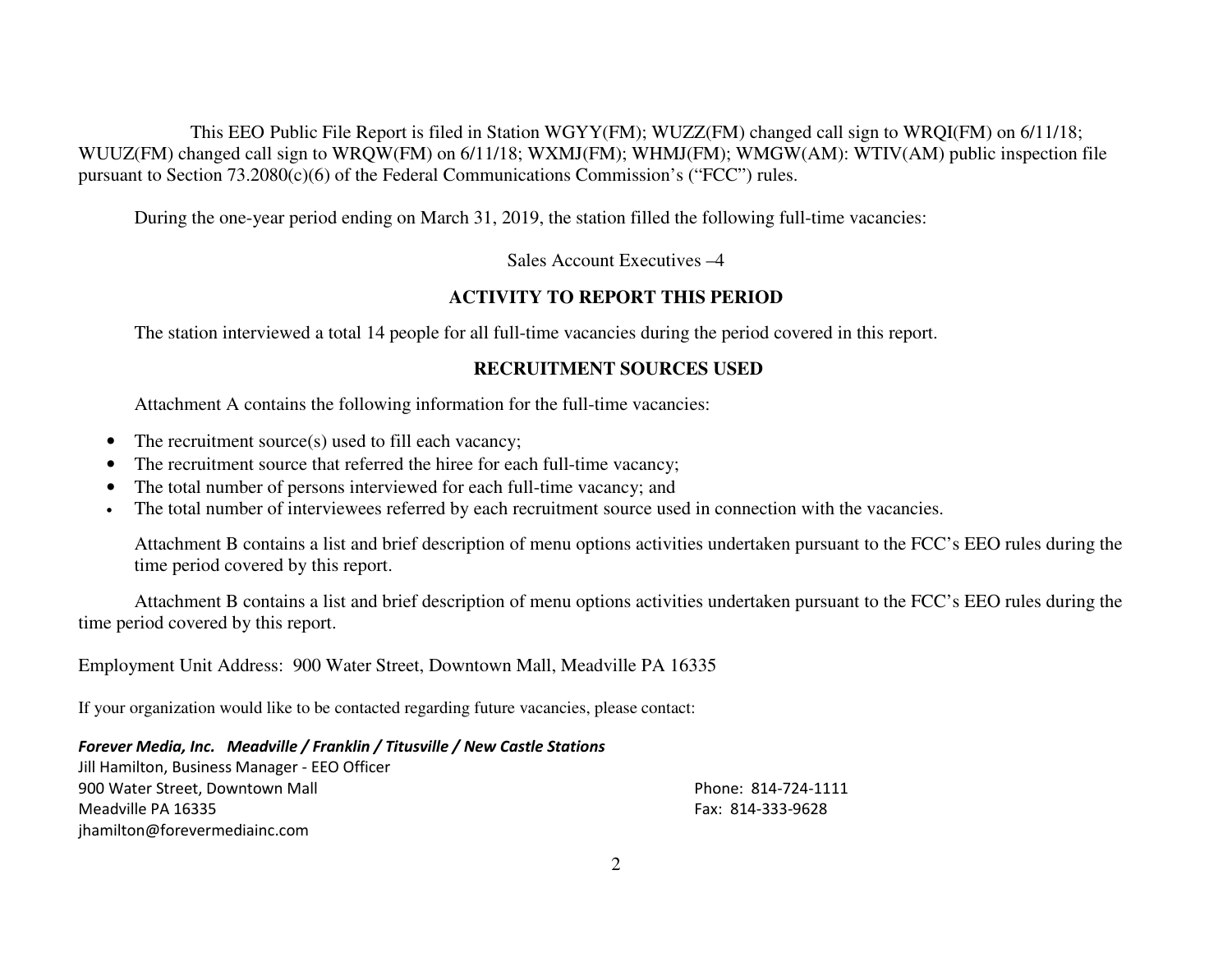This EEO Public File Report is filed in Station WGYY(FM); WUZZ(FM) changed call sign to WRQI(FM) on 6/11/18; WUUZ(FM) changed call sign to WRQW(FM) on 6/11/18; WXMJ(FM); WHMJ(FM); WMGW(AM): WTIV(AM) public inspection file pursuant to Section 73.2080(c)(6) of the Federal Communications Commission's ("FCC") rules.

During the one-year period ending on March 31, 2019, the station filled the following full-time vacancies:

Sales Account Executives –4

**ACTIVITY TO REPORT THIS PERIOD**

The station interviewed a total 14 people for all full-time vacancies during the period covered in this report.

**RECRUITMENT SOURCES USED**

Attachment A contains the following information for the full-time vacancies:

- The recruitment source(s) used to fill each vacancy;
- The recruitment source that referred the hiree for each full-time vacancy;
- The total number of persons interviewed for each full-time vacancy; and
- The total number of interviewees referred by each recruitment source used in connection with the vacancies.

Attachment B contains a list and brief description of menu options activities undertaken pursuant to the FCC's EEO rules during the time period covered by this report.

Attachment B contains a list and brief description of menu options activities undertaken pursuant to the FCC's EEO rules during the time period covered by this report.

Employment Unit Address: 900 Water Street, Downtown Mall, Meadville PA 16335

If your organization would like to be contacted regarding future vacancies, please contact:

***Forever Media, Inc. Meadville / Franklin / Titusville / New Castle Stations***
Jill Hamilton, Business Manager - EEO Officer
900 Water Street, Downtown Mall
Meadville PA 16335
jhamilton@forevermediainc.com

Phone: 814-724-1111
Fax: 814-333-9628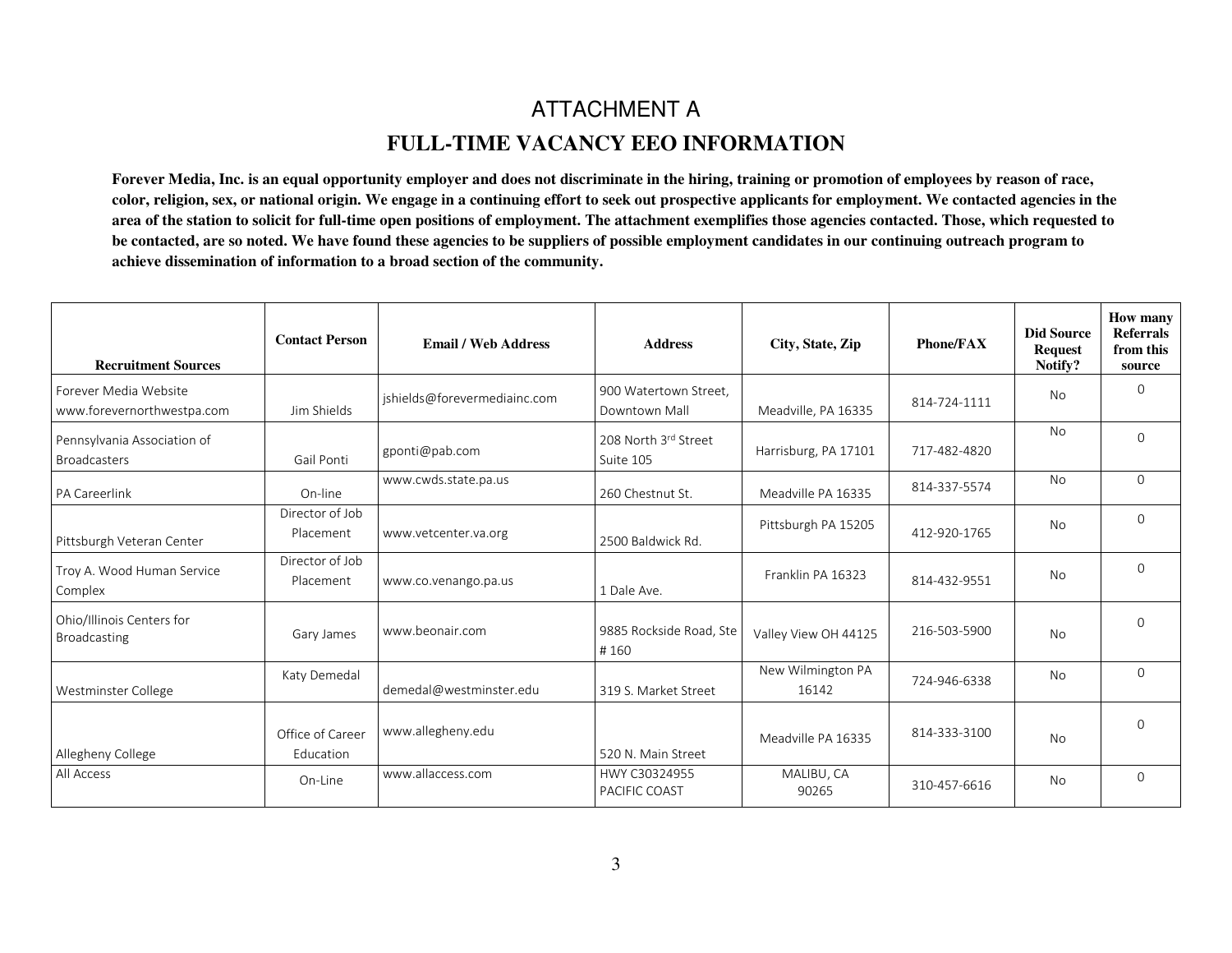# ATTACHMENT A

## FULL-TIME VACANCY EEO INFORMATION

**Forever Media, Inc. is an equal opportunity employer and does not discriminate in the hiring, training or promotion of employees by reason of race, color, religion, sex, or national origin. We engage in a continuing effort to seek out prospective applicants for employment. We contacted agencies in the area of the station to solicit for full-time open positions of employment. The attachment exemplifies those agencies contacted. Those, which requested to be contacted, are so noted. We have found these agencies to be suppliers of possible employment candidates in our continuing outreach program to achieve dissemination of information to a broad section of the community.**

| Recruitment Sources | Contact Person | Email / Web Address | Address | City, State, Zip | Phone/FAX | Did Source Request Notify? | How many Referrals from this source |
|---|---|---|---|---|---|---|---|
| Forever Media Website www.forevernorthwestpa.com | Jim Shields | jshields@forevermediainc.com | 900 Watertown Street, Downtown Mall | Meadville, PA 16335 | 814-724-1111 | No | 0 |
| Pennsylvania Association of Broadcasters | Gail Ponti | gponti@pab.com | 208 North 3rd Street Suite 105 | Harrisburg, PA 17101 | 717-482-4820 | No | 0 |
| PA Careerlink | On-line | www.cwds.state.pa.us | 260 Chestnut St. | Meadville PA 16335 | 814-337-5574 | No | 0 |
| Pittsburgh Veteran Center | Director of Job Placement | www.vetcenter.va.org | 2500 Baldwick Rd. | Pittsburgh PA 15205 | 412-920-1765 | No | 0 |
| Troy A. Wood Human Service Complex | Director of Job Placement | www.co.venango.pa.us | 1 Dale Ave. | Franklin PA 16323 | 814-432-9551 | No | 0 |
| Ohio/Illinois Centers for Broadcasting | Gary James | www.beonair.com | 9885 Rockside Road, Ste # 160 | Valley View OH 44125 | 216-503-5900 | No | 0 |
| Westminster College | Katy Demedal | demedal@westminster.edu | 319 S. Market Street | New Wilmington PA 16142 | 724-946-6338 | No | 0 |
| Allegheny College | Office of Career Education | www.allegheny.edu | 520 N. Main Street | Meadville PA 16335 | 814-333-3100 | No | 0 |
| All Access | On-Line | www.allaccess.com | HWY C30324955 PACIFIC COAST | MALIBU, CA 90265 | 310-457-6616 | No | 0 |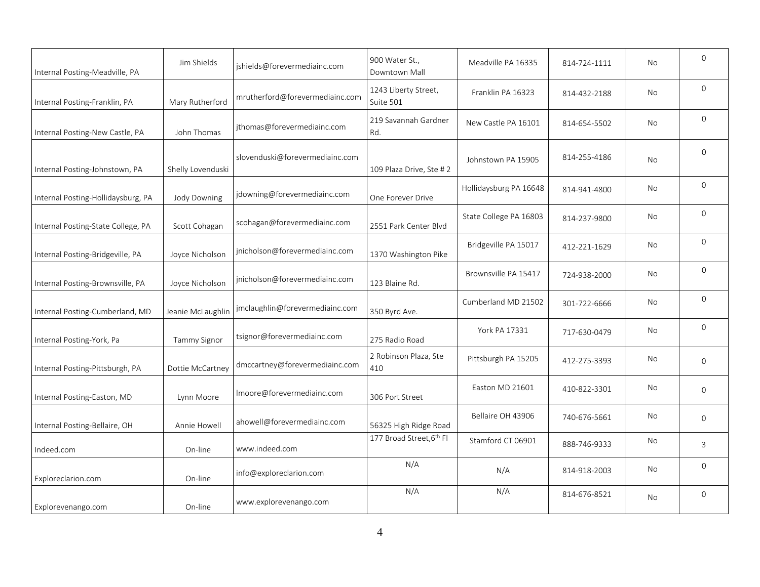| | | | | | | | |
|---|---|---|---|---|---|---|---|
| Internal Posting-Meadville, PA | Jim Shields | jshields@forevermediainc.com | 900 Water St., Downtown Mall | Meadville PA 16335 | 814-724-1111 | No | 0 |
| Internal Posting-Franklin, PA | Mary Rutherford | mrutherford@forevermediainc.com | 1243 Liberty Street, Suite 501 | Franklin PA 16323 | 814-432-2188 | No | 0 |
| Internal Posting-New Castle, PA | John Thomas | jthomas@forevermediainc.com | 219 Savannah Gardner Rd. | New Castle PA 16101 | 814-654-5502 | No | 0 |
| Internal Posting-Johnstown, PA | Shelly Lovenduski | slovenduski@forevermediainc.com | 109 Plaza Drive, Ste # 2 | Johnstown PA 15905 | 814-255-4186 | No | 0 |
| Internal Posting-Hollidaysburg, PA | Jody Downing | jdowning@forevermediainc.com | One Forever Drive | Hollidaysburg PA 16648 | 814-941-4800 | No | 0 |
| Internal Posting-State College, PA | Scott Cohagan | scohagan@forevermediainc.com | 2551 Park Center Blvd | State College PA 16803 | 814-237-9800 | No | 0 |
| Internal Posting-Bridgeville, PA | Joyce Nicholson | jnicholson@forevermediainc.com | 1370 Washington Pike | Bridgeville PA 15017 | 412-221-1629 | No | 0 |
| Internal Posting-Brownsville, PA | Joyce Nicholson | jnicholson@forevermediainc.com | 123 Blaine Rd. | Brownsville PA 15417 | 724-938-2000 | No | 0 |
| Internal Posting-Cumberland, MD | Jeanie McLaughlin | jmclaughlin@forevermediainc.com | 350 Byrd Ave. | Cumberland MD 21502 | 301-722-6666 | No | 0 |
| Internal Posting-York, Pa | Tammy Signor | tsignor@forevermediainc.com | 275 Radio Road | York PA 17331 | 717-630-0479 | No | 0 |
| Internal Posting-Pittsburgh, PA | Dottie McCartney | dmccartney@forevermediainc.com | 2 Robinson Plaza, Ste 410 | Pittsburgh PA 15205 | 412-275-3393 | No | 0 |
| Internal Posting-Easton, MD | Lynn Moore | lmoore@forevermediainc.com | 306 Port Street | Easton MD 21601 | 410-822-3301 | No | 0 |
| Internal Posting-Bellaire, OH | Annie Howell | ahowell@forevermediainc.com | 56325 High Ridge Road | Bellaire OH 43906 | 740-676-5661 | No | 0 |
| Indeed.com | On-line | www.indeed.com | 177 Broad Street,6th Fl | Stamford CT 06901 | 888-746-9333 | No | 3 |
| Exploreclarion.com | On-line | info@exploreclarion.com | N/A | N/A | 814-918-2003 | No | 0 |
| Explorevenango.com | On-line | www.explorevenango.com | N/A | N/A | 814-676-8521 | No | 0 |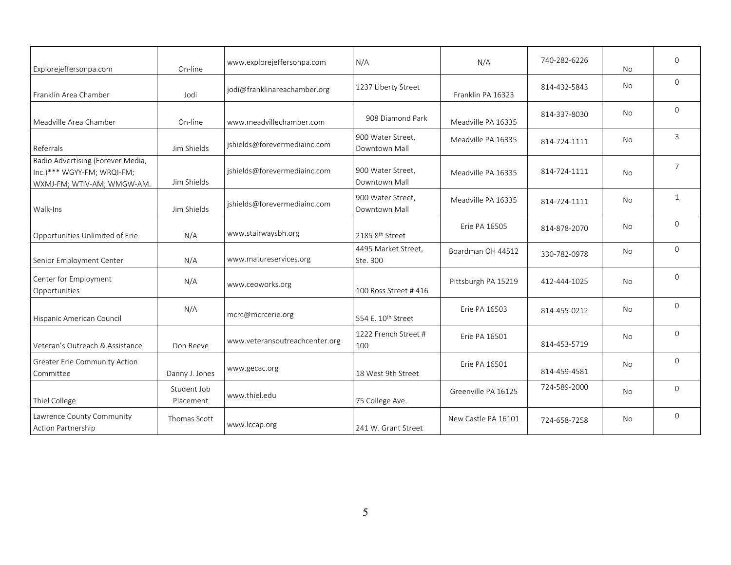| | | | | | | | |
|---|---|---|---|---|---|---|---|
| Explorejeffersonpa.com | On-line | www.explorejeffersonpa.com | N/A | N/A | 740-282-6226 | No | 0 |
| Franklin Area Chamber | Jodi | jodi@franklinareachamber.org | 1237 Liberty Street | Franklin PA 16323 | 814-432-5843 | No | 0 |
| Meadville Area Chamber | On-line | www.meadvillechamber.com | 908 Diamond Park | Meadville PA 16335 | 814-337-8030 | No | 0 |
| Referrals | Jim Shields | jshields@forevermediainc.com | 900 Water Street, Downtown Mall | Meadville PA 16335 | 814-724-1111 | No | 3 |
| Radio Advertising (Forever Media, Inc.)*** WGYY-FM; WRQI-FM; WXMJ-FM; WTIV-AM; WMGW-AM. | Jim Shields | jshields@forevermediainc.com | 900 Water Street, Downtown Mall | Meadville PA 16335 | 814-724-1111 | No | 7 |
| Walk-Ins | Jim Shields | jshields@forevermediainc.com | 900 Water Street, Downtown Mall | Meadville PA 16335 | 814-724-1111 | No | 1 |
| Opportunities Unlimited of Erie | N/A | www.stairwaysbh.org | 2185 8th Street | Erie PA 16505 | 814-878-2070 | No | 0 |
| Senior Employment Center | N/A | www.matureservices.org | 4495 Market Street, Ste. 300 | Boardman OH 44512 | 330-782-0978 | No | 0 |
| Center for Employment Opportunities | N/A | www.ceoworks.org | 100 Ross Street # 416 | Pittsburgh PA 15219 | 412-444-1025 | No | 0 |
| Hispanic American Council | N/A | mcrc@mcrcerie.org | 554 E. 10th Street | Erie PA 16503 | 814-455-0212 | No | 0 |
| Veteran's Outreach & Assistance | Don Reeve | www.veteransoutreachcenter.org | 1222 French Street # 100 | Erie PA 16501 | 814-453-5719 | No | 0 |
| Greater Erie Community Action Committee | Danny J. Jones | www.gecac.org | 18 West 9th Street | Erie PA 16501 | 814-459-4581 | No | 0 |
| Thiel College | Student Job Placement | www.thiel.edu | 75 College Ave. | Greenville PA 16125 | 724-589-2000 | No | 0 |
| Lawrence County Community Action Partnership | Thomas Scott | www.lccap.org | 241 W. Grant Street | New Castle PA 16101 | 724-658-7258 | No | 0 |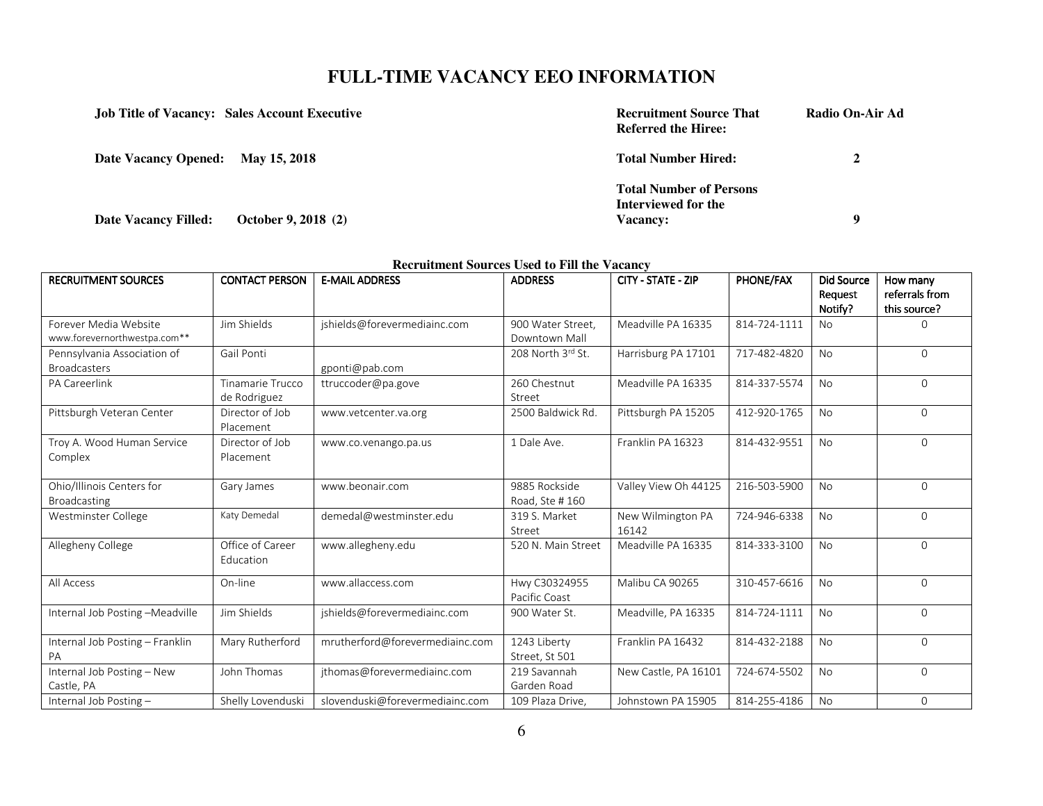# FULL-TIME VACANCY EEO INFORMATION

**Job Title of Vacancy: Sales Account Executive**

**Date Vacancy Opened: May 15, 2018**

**Date Vacancy Filled: October 9, 2018 (2)**

**Recruitment Source That Referred the Hiree:** **Radio On-Air Ad**

**Total Number Hired:** **2**

**Total Number of Persons Interviewed for the Vacancy:** **9**

**Recruitment Sources Used to Fill the Vacancy**

| RECRUITMENT SOURCES | CONTACT PERSON | E-MAIL ADDRESS | ADDRESS | CITY - STATE - ZIP | PHONE/FAX | Did Source Request Notify? | How many referrals from this source? |
|---|---|---|---|---|---|---|---|
| Forever Media Website www.forevernorthwestpa.com** | Jim Shields | jshields@forevermediainc.com | 900 Water Street, Downtown Mall | Meadville PA 16335 | 814-724-1111 | No | 0 |
| Pennsylvania Association of Broadcasters | Gail Ponti | gponti@pab.com | 208 North 3rd St. | Harrisburg PA 17101 | 717-482-4820 | No | 0 |
| PA Careerlink | Tinamarie Trucco de Rodriguez | ttruccoder@pa.gove | 260 Chestnut Street | Meadville PA 16335 | 814-337-5574 | No | 0 |
| Pittsburgh Veteran Center | Director of Job Placement | www.vetcenter.va.org | 2500 Baldwick Rd. | Pittsburgh PA 15205 | 412-920-1765 | No | 0 |
| Troy A. Wood Human Service Complex | Director of Job Placement | www.co.venango.pa.us | 1 Dale Ave. | Franklin PA 16323 | 814-432-9551 | No | 0 |
| Ohio/Illinois Centers for Broadcasting | Gary James | www.beonair.com | 9885 Rockside Road, Ste # 160 | Valley View Oh 44125 | 216-503-5900 | No | 0 |
| Westminster College | Katy Demedal | demedal@westminster.edu | 319 S. Market Street | New Wilmington PA 16142 | 724-946-6338 | No | 0 |
| Allegheny College | Office of Career Education | www.allegheny.edu | 520 N. Main Street | Meadville PA 16335 | 814-333-3100 | No | 0 |
| All Access | On-line | www.allaccess.com | Hwy C30324955 Pacific Coast | Malibu CA 90265 | 310-457-6616 | No | 0 |
| Internal Job Posting –Meadville | Jim Shields | jshields@forevermediainc.com | 900 Water St. | Meadville, PA 16335 | 814-724-1111 | No | 0 |
| Internal Job Posting – Franklin PA | Mary Rutherford | mrutherford@forevermediainc.com | 1243 Liberty Street, St 501 | Franklin PA 16432 | 814-432-2188 | No | 0 |
| Internal Job Posting – New Castle, PA | John Thomas | jthomas@forevermediainc.com | 219 Savannah Garden Road | New Castle, PA 16101 | 724-674-5502 | No | 0 |
| Internal Job Posting – | Shelly Lovenduski | slovenduski@forevermediainc.com | 109 Plaza Drive, | Johnstown PA 15905 | 814-255-4186 | No | 0 |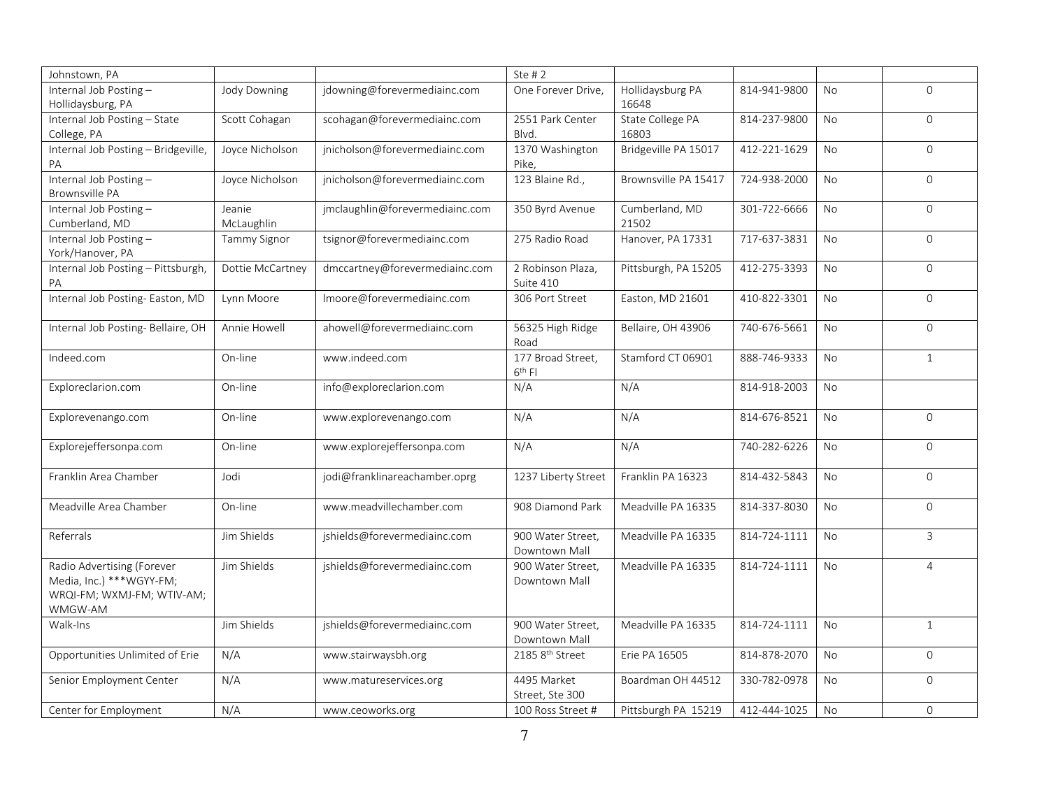| Johnstown, PA | | | Ste # 2 | | | | |
|---|---|---|---|---|---|---|---|
| Internal Job Posting – Hollidaysburg, PA | Jody Downing | jdowning@forevermediainc.com | One Forever Drive, | Hollidaysburg PA 16648 | 814-941-9800 | No | 0 |
| Internal Job Posting – State College, PA | Scott Cohagan | scohagan@forevermediainc.com | 2551 Park Center Blvd. | State College PA 16803 | 814-237-9800 | No | 0 |
| Internal Job Posting – Bridgeville, PA | Joyce Nicholson | jnicholson@forevermediainc.com | 1370 Washington Pike, | Bridgeville PA 15017 | 412-221-1629 | No | 0 |
| Internal Job Posting – Brownsville PA | Joyce Nicholson | jnicholson@forevermediainc.com | 123 Blaine Rd., | Brownsville PA 15417 | 724-938-2000 | No | 0 |
| Internal Job Posting – Cumberland, MD | Jeanie McLaughlin | jmclaughlin@forevermediainc.com | 350 Byrd Avenue | Cumberland, MD 21502 | 301-722-6666 | No | 0 |
| Internal Job Posting – York/Hanover, PA | Tammy Signor | tsignor@forevermediainc.com | 275 Radio Road | Hanover, PA 17331 | 717-637-3831 | No | 0 |
| Internal Job Posting – Pittsburgh, PA | Dottie McCartney | dmccartney@forevermediainc.com | 2 Robinson Plaza, Suite 410 | Pittsburgh, PA 15205 | 412-275-3393 | No | 0 |
| Internal Job Posting- Easton, MD | Lynn Moore | lmoore@forevermediainc.com | 306 Port Street | Easton, MD 21601 | 410-822-3301 | No | 0 |
| Internal Job Posting- Bellaire, OH | Annie Howell | ahowell@forevermediainc.com | 56325 High Ridge Road | Bellaire, OH 43906 | 740-676-5661 | No | 0 |
| Indeed.com | On-line | www.indeed.com | 177 Broad Street, 6th Fl | Stamford CT 06901 | 888-746-9333 | No | 1 |
| Exploreclarion.com | On-line | info@exploreclarion.com | N/A | N/A | 814-918-2003 | No | |
| Explorevenango.com | On-line | www.explorevenango.com | N/A | N/A | 814-676-8521 | No | 0 |
| Explorejeffersonpa.com | On-line | www.explorejeffersonpa.com | N/A | N/A | 740-282-6226 | No | 0 |
| Franklin Area Chamber | Jodi | jodi@franklinareachamber.oprg | 1237 Liberty Street | Franklin PA 16323 | 814-432-5843 | No | 0 |
| Meadville Area Chamber | On-line | www.meadvillechamber.com | 908 Diamond Park | Meadville PA 16335 | 814-337-8030 | No | 0 |
| Referrals | Jim Shields | jshields@forevermediainc.com | 900 Water Street, Downtown Mall | Meadville PA 16335 | 814-724-1111 | No | 3 |
| Radio Advertising (Forever Media, Inc.) ***WGYY-FM; WRQI-FM; WXMJ-FM; WTIV-AM; WMGW-AM | Jim Shields | jshields@forevermediainc.com | 900 Water Street, Downtown Mall | Meadville PA 16335 | 814-724-1111 | No | 4 |
| Walk-Ins | Jim Shields | jshields@forevermediainc.com | 900 Water Street, Downtown Mall | Meadville PA 16335 | 814-724-1111 | No | 1 |
| Opportunities Unlimited of Erie | N/A | www.stairwaysbh.org | 2185 8th Street | Erie PA 16505 | 814-878-2070 | No | 0 |
| Senior Employment Center | N/A | www.matureservices.org | 4495 Market Street, Ste 300 | Boardman OH 44512 | 330-782-0978 | No | 0 |
| Center for Employment | N/A | www.ceoworks.org | 100 Ross Street # | Pittsburgh PA 15219 | 412-444-1025 | No | 0 |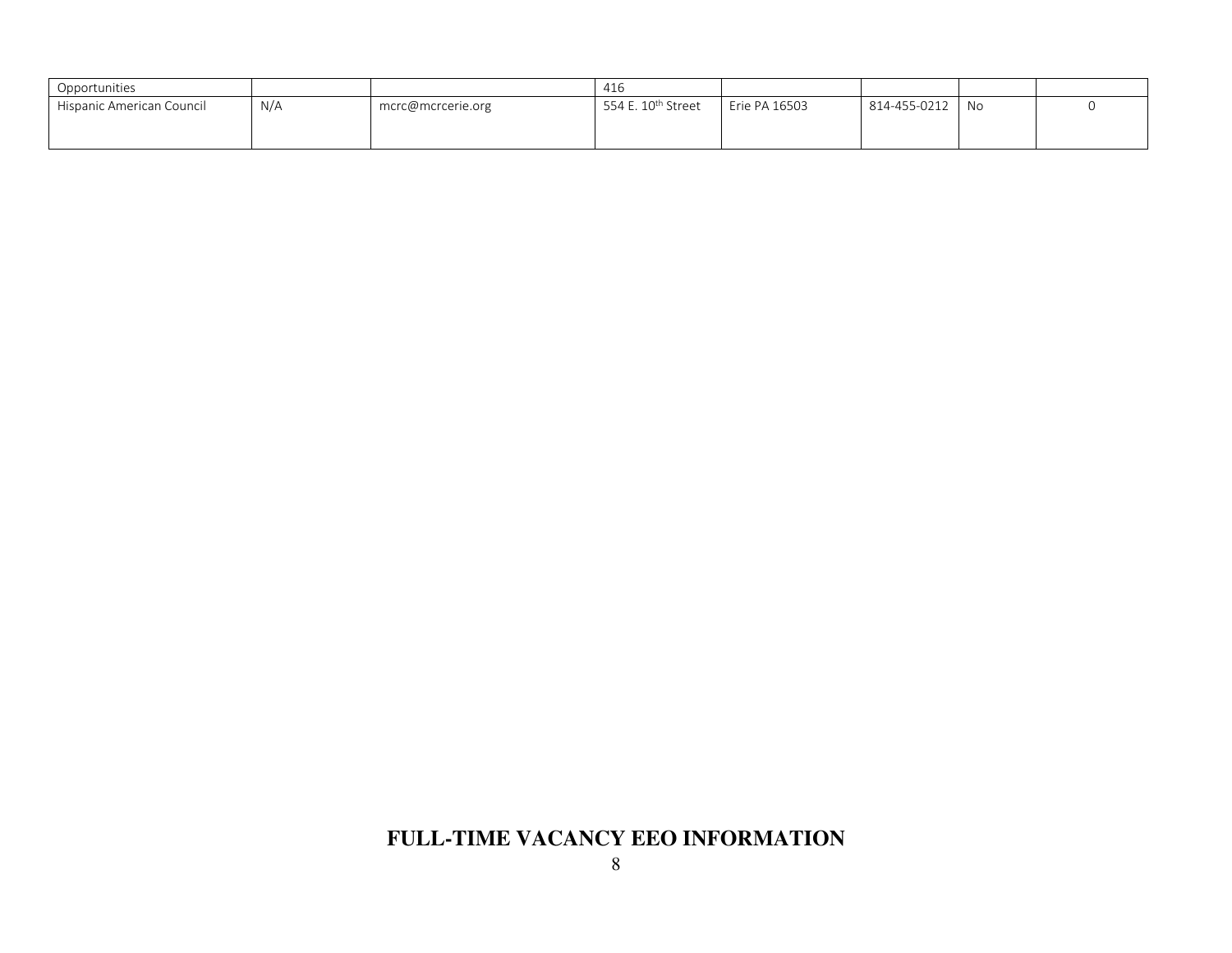| | | | | | | | |
|---|---|---|---|---|---|---|---|
| Opportunities | | | 416 | | | | |
| Hispanic American Council | N/A | mcrc@mcrcerie.org | 554 E. 10th Street | Erie PA 16503 | 814-455-0212 | No | 0 |

## FULL-TIME VACANCY EEO INFORMATION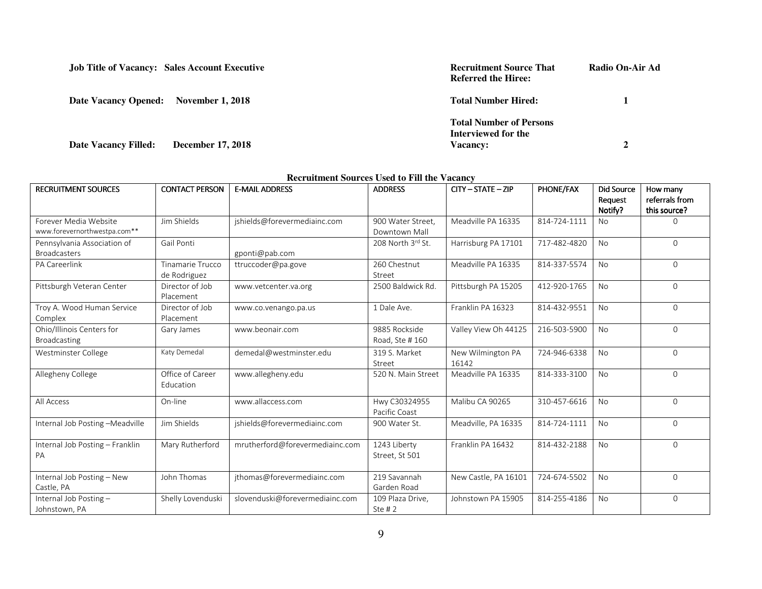**Job Title of Vacancy: Sales Account Executive**

**Date Vacancy Opened: November 1, 2018**

**Date Vacancy Filled: December 17, 2018**

**Recruitment Source That Referred the Hiree:** **Radio On-Air Ad**

**Total Number Hired:** **1**

**Total Number of Persons Interviewed for the Vacancy:** **2**

**Recruitment Sources Used to Fill the Vacancy**

| RECRUITMENT SOURCES | CONTACT PERSON | E-MAIL ADDRESS | ADDRESS | CITY – STATE – ZIP | PHONE/FAX | Did Source Request Notify? | How many referrals from this source? |
|---|---|---|---|---|---|---|---|
| Forever Media Website www.forevernorthwestpa.com** | Jim Shields | jshields@forevermediainc.com | 900 Water Street, Downtown Mall | Meadville PA 16335 | 814-724-1111 | No | 0 |
| Pennsylvania Association of Broadcasters | Gail Ponti | gponti@pab.com | 208 North 3rd St. | Harrisburg PA 17101 | 717-482-4820 | No | 0 |
| PA Careerlink | Tinamarie Trucco de Rodriguez | ttruccoder@pa.gove | 260 Chestnut Street | Meadville PA 16335 | 814-337-5574 | No | 0 |
| Pittsburgh Veteran Center | Director of Job Placement | www.vetcenter.va.org | 2500 Baldwick Rd. | Pittsburgh PA 15205 | 412-920-1765 | No | 0 |
| Troy A. Wood Human Service Complex | Director of Job Placement | www.co.venango.pa.us | 1 Dale Ave. | Franklin PA 16323 | 814-432-9551 | No | 0 |
| Ohio/Illinois Centers for Broadcasting | Gary James | www.beonair.com | 9885 Rockside Road, Ste # 160 | Valley View Oh 44125 | 216-503-5900 | No | 0 |
| Westminster College | Katy Demedal | demedal@westminster.edu | 319 S. Market Street | New Wilmington PA 16142 | 724-946-6338 | No | 0 |
| Allegheny College | Office of Career Education | www.allegheny.edu | 520 N. Main Street | Meadville PA 16335 | 814-333-3100 | No | 0 |
| All Access | On-line | www.allaccess.com | Hwy C30324955 Pacific Coast | Malibu CA 90265 | 310-457-6616 | No | 0 |
| Internal Job Posting –Meadville | Jim Shields | jshields@forevermediainc.com | 900 Water St. | Meadville, PA 16335 | 814-724-1111 | No | 0 |
| Internal Job Posting – Franklin PA | Mary Rutherford | mrutherford@forevermediainc.com | 1243 Liberty Street, St 501 | Franklin PA 16432 | 814-432-2188 | No | 0 |
| Internal Job Posting – New Castle, PA | John Thomas | jthomas@forevermediainc.com | 219 Savannah Garden Road | New Castle, PA 16101 | 724-674-5502 | No | 0 |
| Internal Job Posting – Johnstown, PA | Shelly Lovenduski | slovenduski@forevermediainc.com | 109 Plaza Drive, Ste # 2 | Johnstown PA 15905 | 814-255-4186 | No | 0 |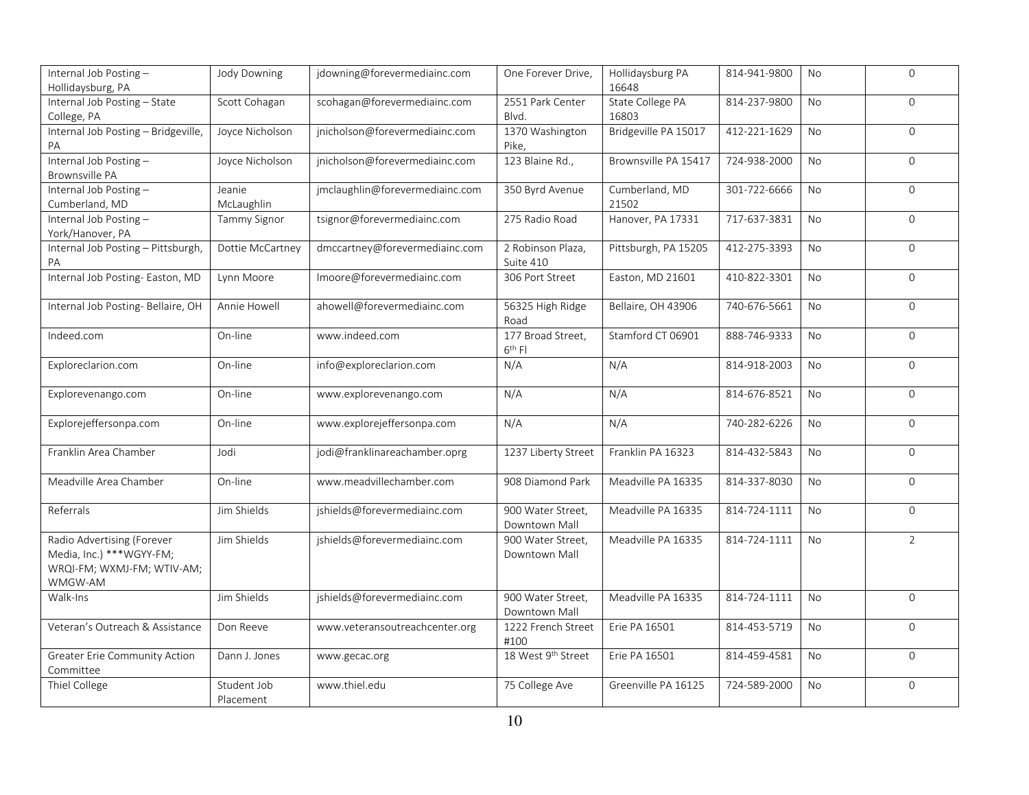| | | | | | | | |
|---|---|---|---|---|---|---|---|
| Internal Job Posting – Hollidaysburg, PA | Jody Downing | jdowning@forevermediainc.com | One Forever Drive, | Hollidaysburg PA 16648 | 814-941-9800 | No | 0 |
| Internal Job Posting – State College, PA | Scott Cohagan | scohagan@forevermediainc.com | 2551 Park Center Blvd. | State College PA 16803 | 814-237-9800 | No | 0 |
| Internal Job Posting – Bridgeville, PA | Joyce Nicholson | jnicholson@forevermediainc.com | 1370 Washington Pike, | Bridgeville PA 15017 | 412-221-1629 | No | 0 |
| Internal Job Posting – Brownsville PA | Joyce Nicholson | jnicholson@forevermediainc.com | 123 Blaine Rd., | Brownsville PA 15417 | 724-938-2000 | No | 0 |
| Internal Job Posting – Cumberland, MD | Jeanie McLaughlin | jmclaughlin@forevermediainc.com | 350 Byrd Avenue | Cumberland, MD 21502 | 301-722-6666 | No | 0 |
| Internal Job Posting – York/Hanover, PA | Tammy Signor | tsignor@forevermediainc.com | 275 Radio Road | Hanover, PA 17331 | 717-637-3831 | No | 0 |
| Internal Job Posting – Pittsburgh, PA | Dottie McCartney | dmccartney@forevermediainc.com | 2 Robinson Plaza, Suite 410 | Pittsburgh, PA 15205 | 412-275-3393 | No | 0 |
| Internal Job Posting- Easton, MD | Lynn Moore | lmoore@forevermediainc.com | 306 Port Street | Easton, MD 21601 | 410-822-3301 | No | 0 |
| Internal Job Posting- Bellaire, OH | Annie Howell | ahowell@forevermediainc.com | 56325 High Ridge Road | Bellaire, OH 43906 | 740-676-5661 | No | 0 |
| Indeed.com | On-line | www.indeed.com | 177 Broad Street, 6th Fl | Stamford CT 06901 | 888-746-9333 | No | 0 |
| Exploreclarion.com | On-line | info@exploreclarion.com | N/A | N/A | 814-918-2003 | No | 0 |
| Explorevenango.com | On-line | www.explorevenango.com | N/A | N/A | 814-676-8521 | No | 0 |
| Explorejeffersonpa.com | On-line | www.explorejeffersonpa.com | N/A | N/A | 740-282-6226 | No | 0 |
| Franklin Area Chamber | Jodi | jodi@franklinareachamber.oprg | 1237 Liberty Street | Franklin PA 16323 | 814-432-5843 | No | 0 |
| Meadville Area Chamber | On-line | www.meadvillechamber.com | 908 Diamond Park | Meadville PA 16335 | 814-337-8030 | No | 0 |
| Referrals | Jim Shields | jshields@forevermediainc.com | 900 Water Street, Downtown Mall | Meadville PA 16335 | 814-724-1111 | No | 0 |
| Radio Advertising (Forever Media, Inc.) ***WGYY-FM; WRQI-FM; WXMJ-FM; WTIV-AM; WMGW-AM | Jim Shields | jshields@forevermediainc.com | 900 Water Street, Downtown Mall | Meadville PA 16335 | 814-724-1111 | No | 2 |
| Walk-Ins | Jim Shields | jshields@forevermediainc.com | 900 Water Street, Downtown Mall | Meadville PA 16335 | 814-724-1111 | No | 0 |
| Veteran's Outreach & Assistance | Don Reeve | www.veteransoutreachcenter.org | 1222 French Street #100 | Erie PA 16501 | 814-453-5719 | No | 0 |
| Greater Erie Community Action Committee | Dann J. Jones | www.gecac.org | 18 West 9th Street | Erie PA 16501 | 814-459-4581 | No | 0 |
| Thiel College | Student Job Placement | www.thiel.edu | 75 College Ave | Greenville PA 16125 | 724-589-2000 | No | 0 |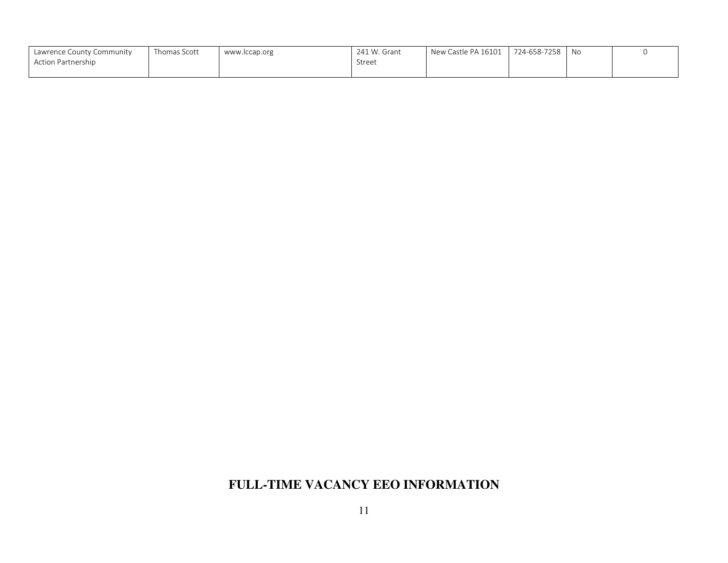| | | | | | | | |
|---|---|---|---|---|---|---|---|
| Lawrence County Community Action Partnership | Thomas Scott | www.lccap.org | 241 W. Grant Street | New Castle PA 16101 | 724-658-7258 | No | 0 |

# FULL-TIME VACANCY EEO INFORMATION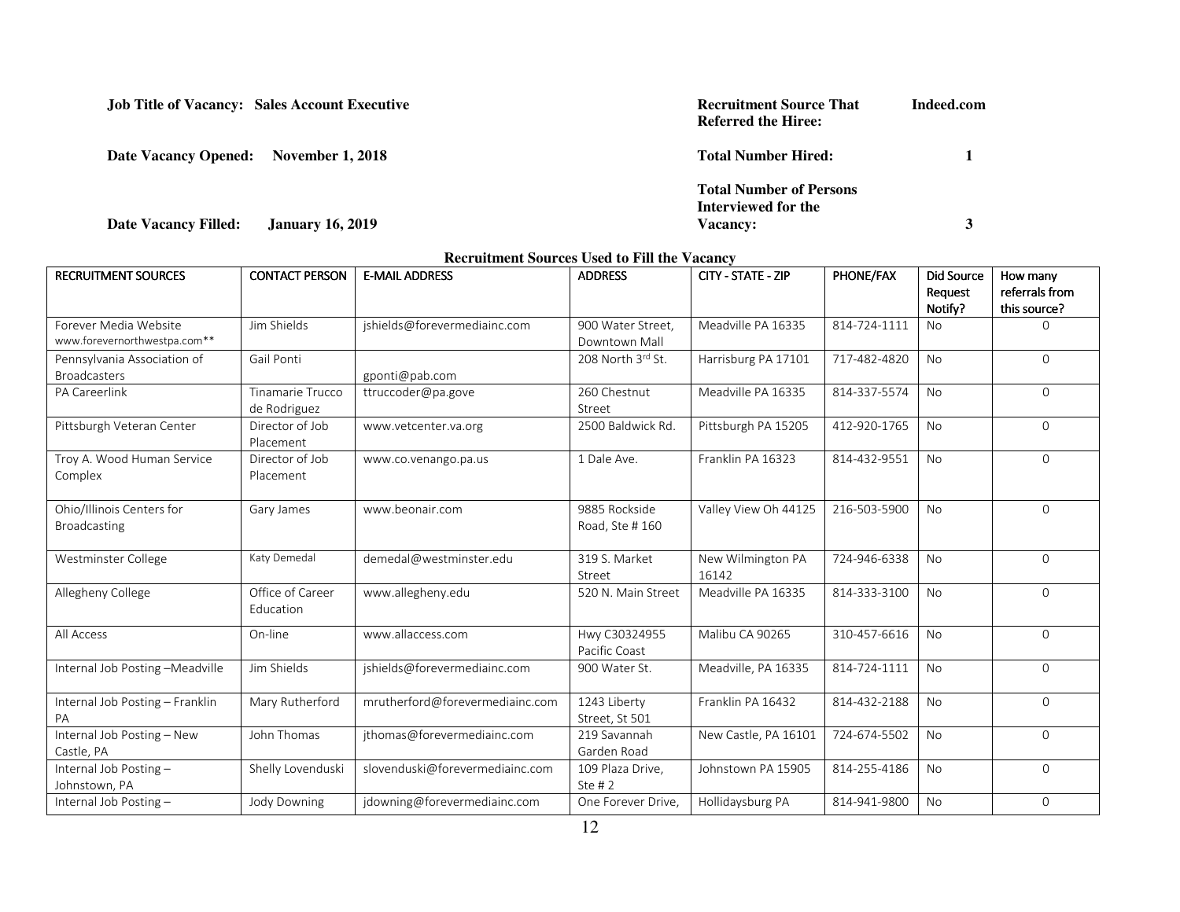**Job Title of Vacancy: Sales Account Executive**

**Date Vacancy Opened: November 1, 2018**

**Date Vacancy Filled: January 16, 2019**

**Recruitment Source That Referred the Hiree:** **Indeed.com**

**Total Number Hired:** **1**

**Total Number of Persons Interviewed for the Vacancy:** **3**

**Recruitment Sources Used to Fill the Vacancy**

| RECRUITMENT SOURCES | CONTACT PERSON | E-MAIL ADDRESS | ADDRESS | CITY - STATE - ZIP | PHONE/FAX | Did Source Request Notify? | How many referrals from this source? |
|---|---|---|---|---|---|---|---|
| Forever Media Website www.forevernorthwestpa.com** | Jim Shields | jshields@forevermediainc.com | 900 Water Street, Downtown Mall | Meadville PA 16335 | 814-724-1111 | No | 0 |
| Pennsylvania Association of Broadcasters | Gail Ponti | gponti@pab.com | 208 North 3rd St. | Harrisburg PA 17101 | 717-482-4820 | No | 0 |
| PA Careerlink | Tinamarie Trucco de Rodriguez | ttruccoder@pa.gove | 260 Chestnut Street | Meadville PA 16335 | 814-337-5574 | No | 0 |
| Pittsburgh Veteran Center | Director of Job Placement | www.vetcenter.va.org | 2500 Baldwick Rd. | Pittsburgh PA 15205 | 412-920-1765 | No | 0 |
| Troy A. Wood Human Service Complex | Director of Job Placement | www.co.venango.pa.us | 1 Dale Ave. | Franklin PA 16323 | 814-432-9551 | No | 0 |
| Ohio/Illinois Centers for Broadcasting | Gary James | www.beonair.com | 9885 Rockside Road, Ste # 160 | Valley View Oh 44125 | 216-503-5900 | No | 0 |
| Westminster College | Katy Demedal | demedal@westminster.edu | 319 S. Market Street | New Wilmington PA 16142 | 724-946-6338 | No | 0 |
| Allegheny College | Office of Career Education | www.allegheny.edu | 520 N. Main Street | Meadville PA 16335 | 814-333-3100 | No | 0 |
| All Access | On-line | www.allaccess.com | Hwy C30324955 Pacific Coast | Malibu CA 90265 | 310-457-6616 | No | 0 |
| Internal Job Posting –Meadville | Jim Shields | jshields@forevermediainc.com | 900 Water St. | Meadville, PA 16335 | 814-724-1111 | No | 0 |
| Internal Job Posting – Franklin PA | Mary Rutherford | mrutherford@forevermediainc.com | 1243 Liberty Street, St 501 | Franklin PA 16432 | 814-432-2188 | No | 0 |
| Internal Job Posting – New Castle, PA | John Thomas | jthomas@forevermediainc.com | 219 Savannah Garden Road | New Castle, PA 16101 | 724-674-5502 | No | 0 |
| Internal Job Posting – Johnstown, PA | Shelly Lovenduski | slovenduski@forevermediainc.com | 109 Plaza Drive, Ste # 2 | Johnstown PA 15905 | 814-255-4186 | No | 0 |
| Internal Job Posting – | Jody Downing | jdowning@forevermediainc.com | One Forever Drive, | Hollidaysburg PA | 814-941-9800 | No | 0 |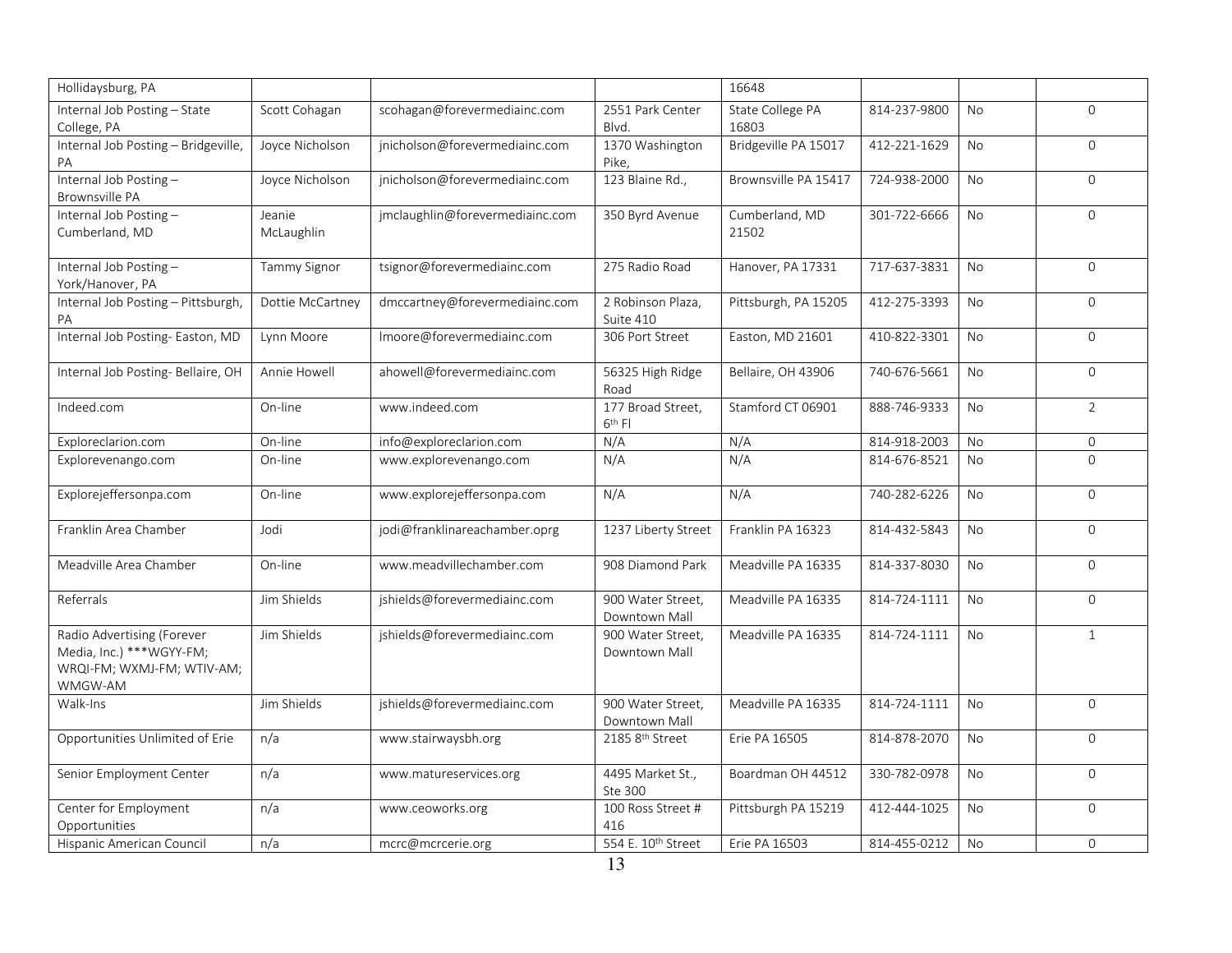| Hollidaysburg, PA | | | | 16648 | | | |
|---|---|---|---|---|---|---|---|
| Internal Job Posting – State College, PA | Scott Cohagan | scohagan@forevermediainc.com | 2551 Park Center Blvd. | State College PA 16803 | 814-237-9800 | No | 0 |
| Internal Job Posting – Bridgeville, PA | Joyce Nicholson | jnicholson@forevermediainc.com | 1370 Washington Pike, | Bridgeville PA 15017 | 412-221-1629 | No | 0 |
| Internal Job Posting – Brownsville PA | Joyce Nicholson | jnicholson@forevermediainc.com | 123 Blaine Rd., | Brownsville PA 15417 | 724-938-2000 | No | 0 |
| Internal Job Posting – Cumberland, MD | Jeanie McLaughlin | jmclaughlin@forevermediainc.com | 350 Byrd Avenue | Cumberland, MD 21502 | 301-722-6666 | No | 0 |
| Internal Job Posting – York/Hanover, PA | Tammy Signor | tsignor@forevermediainc.com | 275 Radio Road | Hanover, PA 17331 | 717-637-3831 | No | 0 |
| Internal Job Posting – Pittsburgh, PA | Dottie McCartney | dmccartney@forevermediainc.com | 2 Robinson Plaza, Suite 410 | Pittsburgh, PA 15205 | 412-275-3393 | No | 0 |
| Internal Job Posting- Easton, MD | Lynn Moore | lmoore@forevermediainc.com | 306 Port Street | Easton, MD 21601 | 410-822-3301 | No | 0 |
| Internal Job Posting- Bellaire, OH | Annie Howell | ahowell@forevermediainc.com | 56325 High Ridge Road | Bellaire, OH 43906 | 740-676-5661 | No | 0 |
| Indeed.com | On-line | www.indeed.com | 177 Broad Street, 6th Fl | Stamford CT 06901 | 888-746-9333 | No | 2 |
| Exploreclarion.com | On-line | info@exploreclarion.com | N/A | N/A | 814-918-2003 | No | 0 |
| Explorevenango.com | On-line | www.explorevenango.com | N/A | N/A | 814-676-8521 | No | 0 |
| Explorejeffersonpa.com | On-line | www.explorejeffersonpa.com | N/A | N/A | 740-282-6226 | No | 0 |
| Franklin Area Chamber | Jodi | jodi@franklinareachamber.oprg | 1237 Liberty Street | Franklin PA 16323 | 814-432-5843 | No | 0 |
| Meadville Area Chamber | On-line | www.meadvillechamber.com | 908 Diamond Park | Meadville PA 16335 | 814-337-8030 | No | 0 |
| Referrals | Jim Shields | jshields@forevermediainc.com | 900 Water Street, Downtown Mall | Meadville PA 16335 | 814-724-1111 | No | 0 |
| Radio Advertising (Forever Media, Inc.) ***WGYY-FM; WRQI-FM; WXMJ-FM; WTIV-AM; WMGW-AM | Jim Shields | jshields@forevermediainc.com | 900 Water Street, Downtown Mall | Meadville PA 16335 | 814-724-1111 | No | 1 |
| Walk-Ins | Jim Shields | jshields@forevermediainc.com | 900 Water Street, Downtown Mall | Meadville PA 16335 | 814-724-1111 | No | 0 |
| Opportunities Unlimited of Erie | n/a | www.stairwaysbh.org | 2185 8th Street | Erie PA 16505 | 814-878-2070 | No | 0 |
| Senior Employment Center | n/a | www.matureservices.org | 4495 Market St., Ste 300 | Boardman OH 44512 | 330-782-0978 | No | 0 |
| Center for Employment Opportunities | n/a | www.ceoworks.org | 100 Ross Street # 416 | Pittsburgh PA 15219 | 412-444-1025 | No | 0 |
| Hispanic American Council | n/a | mcrc@mcrcerie.org | 554 E. 10th Street | Erie PA 16503 | 814-455-0212 | No | 0 |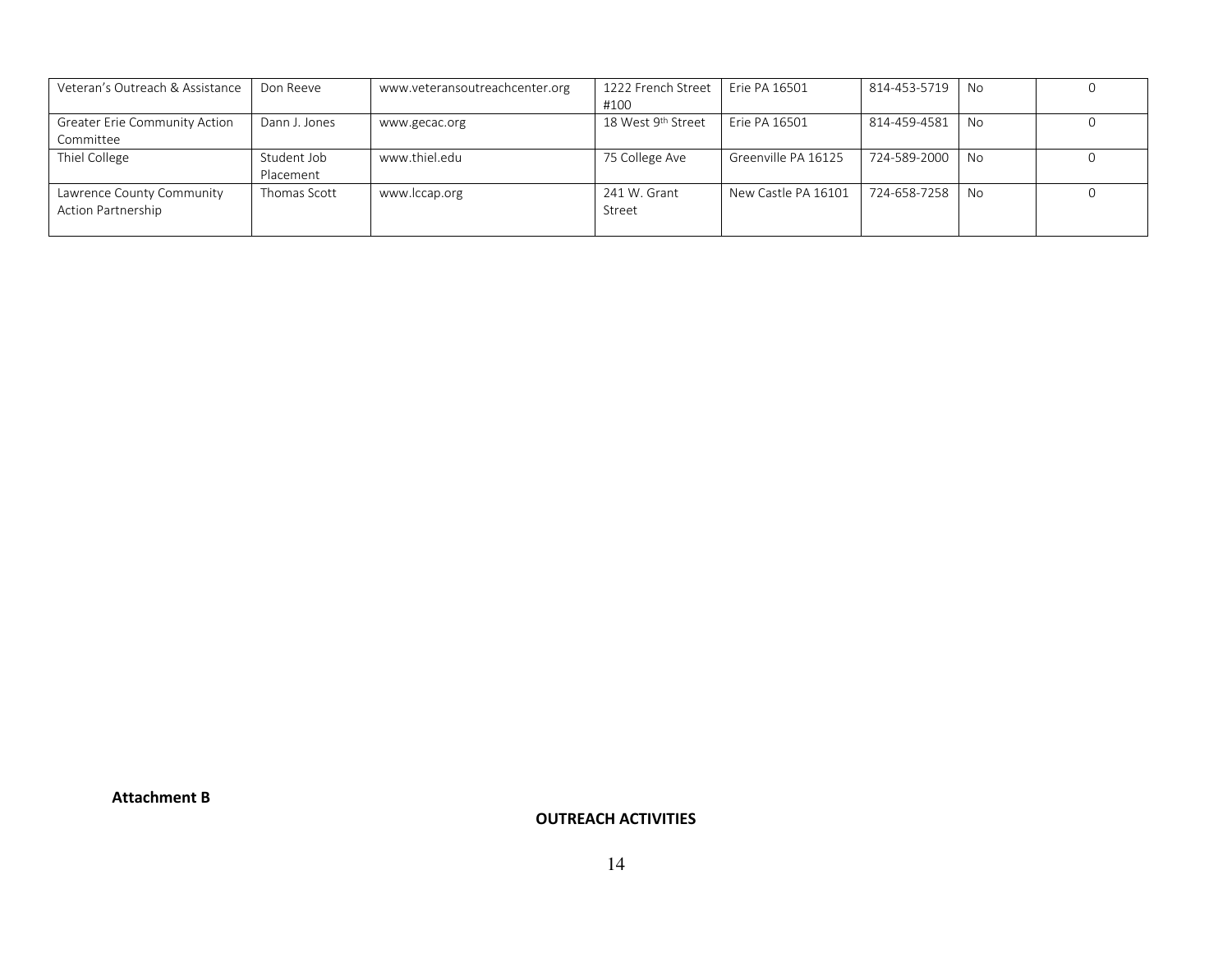| | | | | | | | |
|---|---|---|---|---|---|---|---|
| Veteran's Outreach & Assistance | Don Reeve | www.veteransoutreachcenter.org | 1222 French Street #100 | Erie PA 16501 | 814-453-5719 | No | 0 |
| Greater Erie Community Action Committee | Dann J. Jones | www.gecac.org | 18 West 9th Street | Erie PA 16501 | 814-459-4581 | No | 0 |
| Thiel College | Student Job Placement | www.thiel.edu | 75 College Ave | Greenville PA 16125 | 724-589-2000 | No | 0 |
| Lawrence County Community Action Partnership | Thomas Scott | www.lccap.org | 241 W. Grant Street | New Castle PA 16101 | 724-658-7258 | No | 0 |

**Attachment B**

**OUTREACH ACTIVITIES**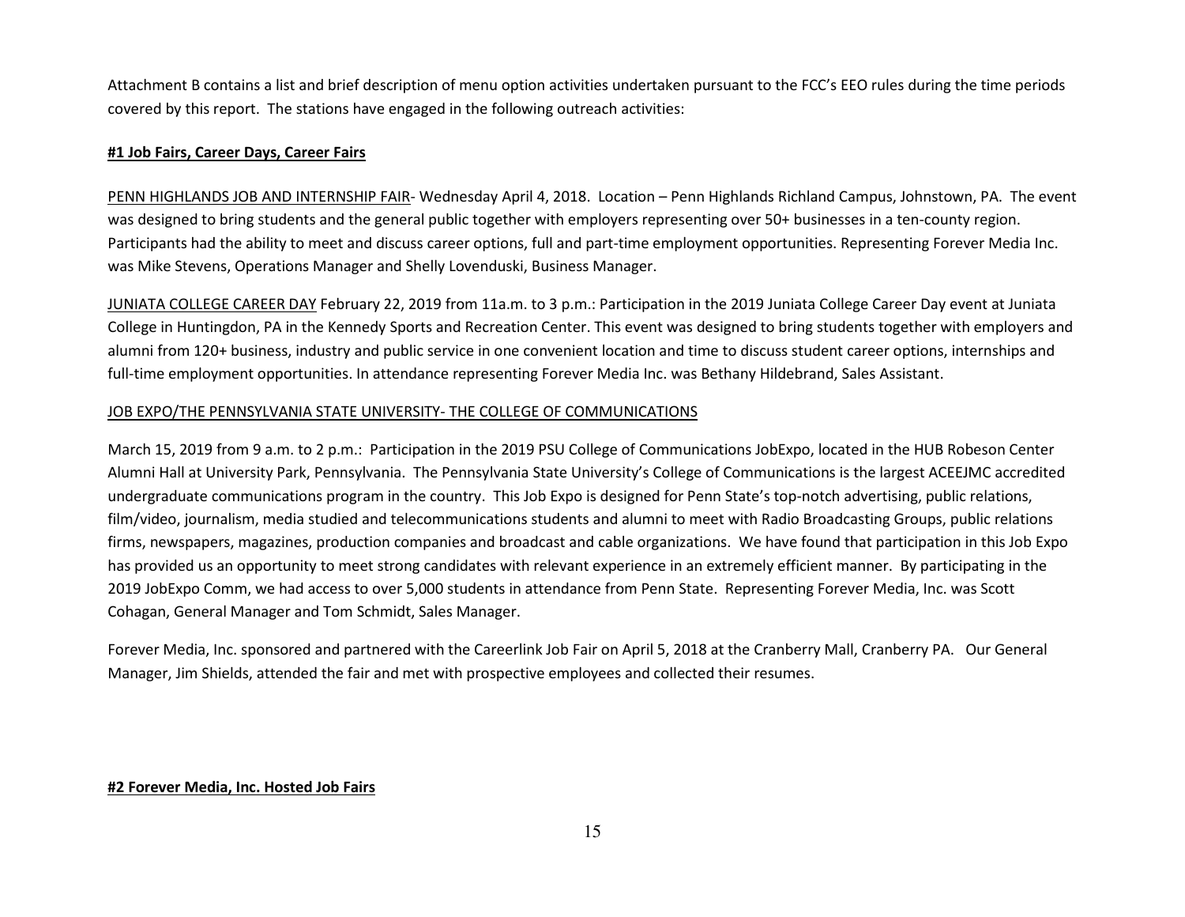Attachment B contains a list and brief description of menu option activities undertaken pursuant to the FCC's EEO rules during the time periods covered by this report. The stations have engaged in the following outreach activities:

**#1 Job Fairs, Career Days, Career Fairs**

<u>PENN HIGHLANDS JOB AND INTERNSHIP FAIR</u>- Wednesday April 4, 2018. Location – Penn Highlands Richland Campus, Johnstown, PA. The event was designed to bring students and the general public together with employers representing over 50+ businesses in a ten-county region. Participants had the ability to meet and discuss career options, full and part-time employment opportunities. Representing Forever Media Inc. was Mike Stevens, Operations Manager and Shelly Lovenduski, Business Manager.

<u>JUNIATA COLLEGE CAREER DAY</u> February 22, 2019 from 11a.m. to 3 p.m.: Participation in the 2019 Juniata College Career Day event at Juniata College in Huntingdon, PA in the Kennedy Sports and Recreation Center. This event was designed to bring students together with employers and alumni from 120+ business, industry and public service in one convenient location and time to discuss student career options, internships and full-time employment opportunities. In attendance representing Forever Media Inc. was Bethany Hildebrand, Sales Assistant.

<u>JOB EXPO/THE PENNSYLVANIA STATE UNIVERSITY- THE COLLEGE OF COMMUNICATIONS</u>

March 15, 2019 from 9 a.m. to 2 p.m.: Participation in the 2019 PSU College of Communications JobExpo, located in the HUB Robeson Center Alumni Hall at University Park, Pennsylvania. The Pennsylvania State University's College of Communications is the largest ACEEJMC accredited undergraduate communications program in the country. This Job Expo is designed for Penn State's top-notch advertising, public relations, film/video, journalism, media studied and telecommunications students and alumni to meet with Radio Broadcasting Groups, public relations firms, newspapers, magazines, production companies and broadcast and cable organizations. We have found that participation in this Job Expo has provided us an opportunity to meet strong candidates with relevant experience in an extremely efficient manner. By participating in the 2019 JobExpo Comm, we had access to over 5,000 students in attendance from Penn State. Representing Forever Media, Inc. was Scott Cohagan, General Manager and Tom Schmidt, Sales Manager.

Forever Media, Inc. sponsored and partnered with the Careerlink Job Fair on April 5, 2018 at the Cranberry Mall, Cranberry PA. Our General Manager, Jim Shields, attended the fair and met with prospective employees and collected their resumes.

**#2 Forever Media, Inc. Hosted Job Fairs**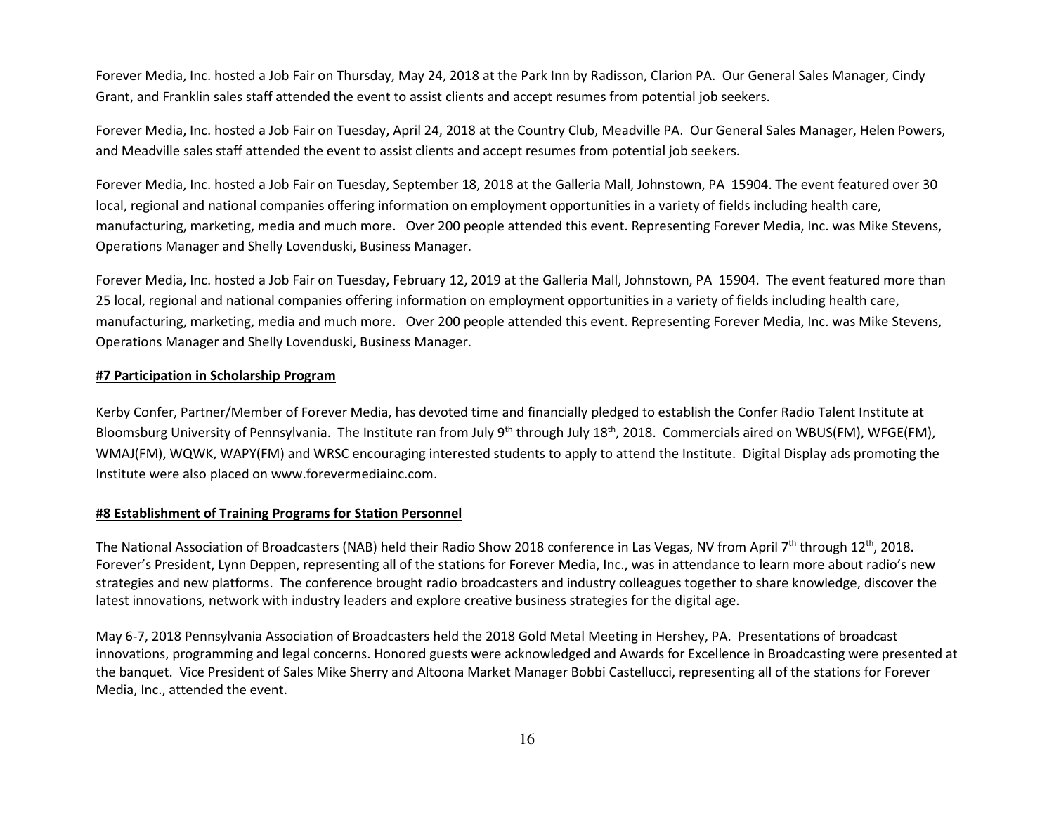Forever Media, Inc. hosted a Job Fair on Thursday, May 24, 2018 at the Park Inn by Radisson, Clarion PA. Our General Sales Manager, Cindy Grant, and Franklin sales staff attended the event to assist clients and accept resumes from potential job seekers.

Forever Media, Inc. hosted a Job Fair on Tuesday, April 24, 2018 at the Country Club, Meadville PA. Our General Sales Manager, Helen Powers, and Meadville sales staff attended the event to assist clients and accept resumes from potential job seekers.

Forever Media, Inc. hosted a Job Fair on Tuesday, September 18, 2018 at the Galleria Mall, Johnstown, PA 15904. The event featured over 30 local, regional and national companies offering information on employment opportunities in a variety of fields including health care, manufacturing, marketing, media and much more. Over 200 people attended this event. Representing Forever Media, Inc. was Mike Stevens, Operations Manager and Shelly Lovenduski, Business Manager.

Forever Media, Inc. hosted a Job Fair on Tuesday, February 12, 2019 at the Galleria Mall, Johnstown, PA 15904. The event featured more than 25 local, regional and national companies offering information on employment opportunities in a variety of fields including health care, manufacturing, marketing, media and much more. Over 200 people attended this event. Representing Forever Media, Inc. was Mike Stevens, Operations Manager and Shelly Lovenduski, Business Manager.

**#7 Participation in Scholarship Program**

Kerby Confer, Partner/Member of Forever Media, has devoted time and financially pledged to establish the Confer Radio Talent Institute at Bloomsburg University of Pennsylvania. The Institute ran from July 9th through July 18th, 2018. Commercials aired on WBUS(FM), WFGE(FM), WMAJ(FM), WQWK, WAPY(FM) and WRSC encouraging interested students to apply to attend the Institute. Digital Display ads promoting the Institute were also placed on www.forevermediainc.com.

**#8 Establishment of Training Programs for Station Personnel**

The National Association of Broadcasters (NAB) held their Radio Show 2018 conference in Las Vegas, NV from April 7th through 12th, 2018. Forever's President, Lynn Deppen, representing all of the stations for Forever Media, Inc., was in attendance to learn more about radio's new strategies and new platforms. The conference brought radio broadcasters and industry colleagues together to share knowledge, discover the latest innovations, network with industry leaders and explore creative business strategies for the digital age.

May 6-7, 2018 Pennsylvania Association of Broadcasters held the 2018 Gold Metal Meeting in Hershey, PA. Presentations of broadcast innovations, programming and legal concerns. Honored guests were acknowledged and Awards for Excellence in Broadcasting were presented at the banquet. Vice President of Sales Mike Sherry and Altoona Market Manager Bobbi Castellucci, representing all of the stations for Forever Media, Inc., attended the event.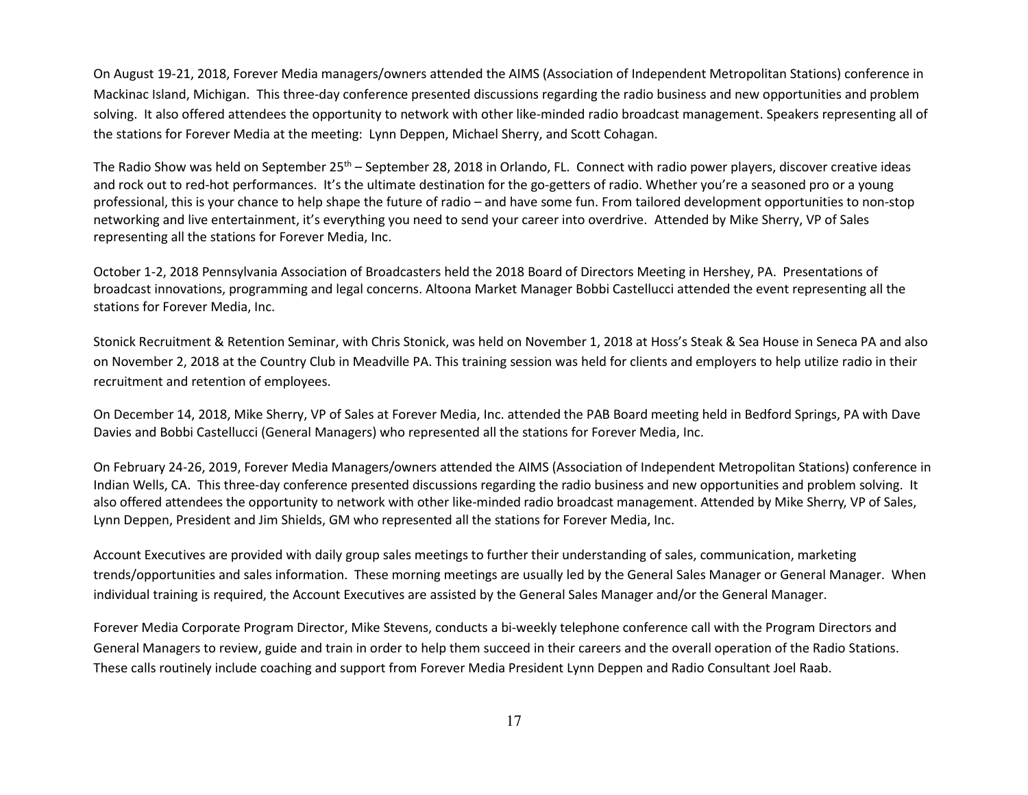On August 19-21, 2018, Forever Media managers/owners attended the AIMS (Association of Independent Metropolitan Stations) conference in Mackinac Island, Michigan. This three-day conference presented discussions regarding the radio business and new opportunities and problem solving. It also offered attendees the opportunity to network with other like-minded radio broadcast management. Speakers representing all of the stations for Forever Media at the meeting: Lynn Deppen, Michael Sherry, and Scott Cohagan.

The Radio Show was held on September 25th – September 28, 2018 in Orlando, FL. Connect with radio power players, discover creative ideas and rock out to red-hot performances. It's the ultimate destination for the go-getters of radio. Whether you're a seasoned pro or a young professional, this is your chance to help shape the future of radio – and have some fun. From tailored development opportunities to non-stop networking and live entertainment, it's everything you need to send your career into overdrive. Attended by Mike Sherry, VP of Sales representing all the stations for Forever Media, Inc.

October 1-2, 2018 Pennsylvania Association of Broadcasters held the 2018 Board of Directors Meeting in Hershey, PA. Presentations of broadcast innovations, programming and legal concerns. Altoona Market Manager Bobbi Castellucci attended the event representing all the stations for Forever Media, Inc.

Stonick Recruitment & Retention Seminar, with Chris Stonick, was held on November 1, 2018 at Hoss's Steak & Sea House in Seneca PA and also on November 2, 2018 at the Country Club in Meadville PA. This training session was held for clients and employers to help utilize radio in their recruitment and retention of employees.

On December 14, 2018, Mike Sherry, VP of Sales at Forever Media, Inc. attended the PAB Board meeting held in Bedford Springs, PA with Dave Davies and Bobbi Castellucci (General Managers) who represented all the stations for Forever Media, Inc.

On February 24-26, 2019, Forever Media Managers/owners attended the AIMS (Association of Independent Metropolitan Stations) conference in Indian Wells, CA. This three-day conference presented discussions regarding the radio business and new opportunities and problem solving. It also offered attendees the opportunity to network with other like-minded radio broadcast management. Attended by Mike Sherry, VP of Sales, Lynn Deppen, President and Jim Shields, GM who represented all the stations for Forever Media, Inc.

Account Executives are provided with daily group sales meetings to further their understanding of sales, communication, marketing trends/opportunities and sales information. These morning meetings are usually led by the General Sales Manager or General Manager. When individual training is required, the Account Executives are assisted by the General Sales Manager and/or the General Manager.

Forever Media Corporate Program Director, Mike Stevens, conducts a bi-weekly telephone conference call with the Program Directors and General Managers to review, guide and train in order to help them succeed in their careers and the overall operation of the Radio Stations. These calls routinely include coaching and support from Forever Media President Lynn Deppen and Radio Consultant Joel Raab.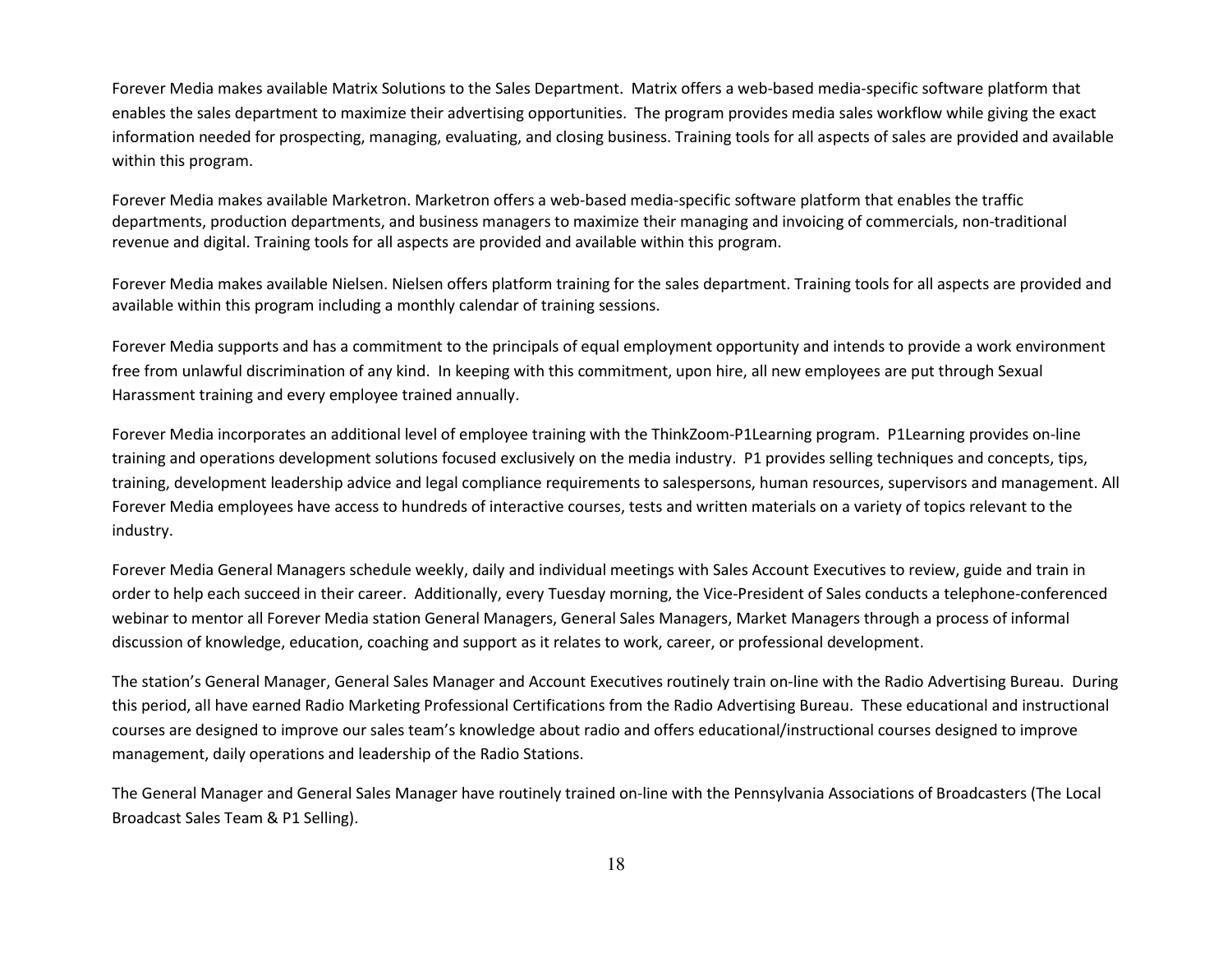Forever Media makes available Matrix Solutions to the Sales Department. Matrix offers a web-based media-specific software platform that enables the sales department to maximize their advertising opportunities. The program provides media sales workflow while giving the exact information needed for prospecting, managing, evaluating, and closing business. Training tools for all aspects of sales are provided and available within this program.

Forever Media makes available Marketron. Marketron offers a web-based media-specific software platform that enables the traffic departments, production departments, and business managers to maximize their managing and invoicing of commercials, non-traditional revenue and digital. Training tools for all aspects are provided and available within this program.

Forever Media makes available Nielsen. Nielsen offers platform training for the sales department. Training tools for all aspects are provided and available within this program including a monthly calendar of training sessions.

Forever Media supports and has a commitment to the principals of equal employment opportunity and intends to provide a work environment free from unlawful discrimination of any kind. In keeping with this commitment, upon hire, all new employees are put through Sexual Harassment training and every employee trained annually.

Forever Media incorporates an additional level of employee training with the ThinkZoom-P1Learning program. P1Learning provides on-line training and operations development solutions focused exclusively on the media industry. P1 provides selling techniques and concepts, tips, training, development leadership advice and legal compliance requirements to salespersons, human resources, supervisors and management. All Forever Media employees have access to hundreds of interactive courses, tests and written materials on a variety of topics relevant to the industry.

Forever Media General Managers schedule weekly, daily and individual meetings with Sales Account Executives to review, guide and train in order to help each succeed in their career. Additionally, every Tuesday morning, the Vice-President of Sales conducts a telephone-conferenced webinar to mentor all Forever Media station General Managers, General Sales Managers, Market Managers through a process of informal discussion of knowledge, education, coaching and support as it relates to work, career, or professional development.

The station's General Manager, General Sales Manager and Account Executives routinely train on-line with the Radio Advertising Bureau. During this period, all have earned Radio Marketing Professional Certifications from the Radio Advertising Bureau. These educational and instructional courses are designed to improve our sales team's knowledge about radio and offers educational/instructional courses designed to improve management, daily operations and leadership of the Radio Stations.

The General Manager and General Sales Manager have routinely trained on-line with the Pennsylvania Associations of Broadcasters (The Local Broadcast Sales Team & P1 Selling).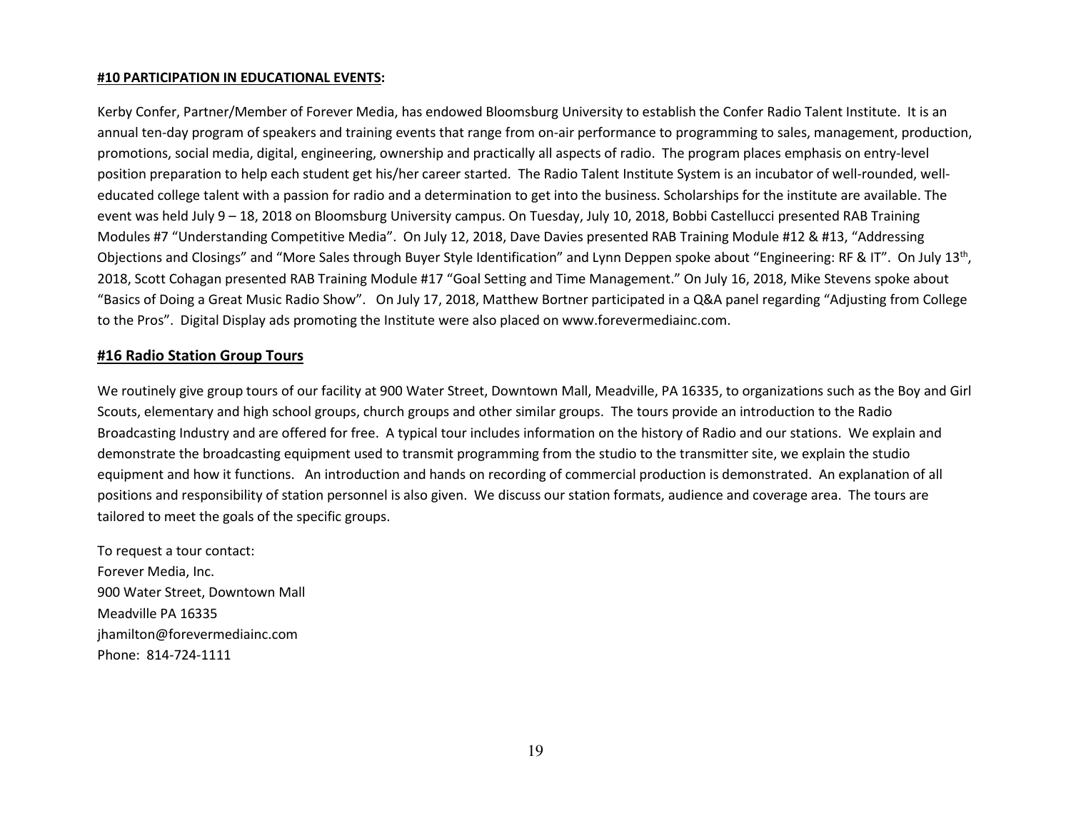**#10 PARTICIPATION IN EDUCATIONAL EVENTS:**

Kerby Confer, Partner/Member of Forever Media, has endowed Bloomsburg University to establish the Confer Radio Talent Institute. It is an annual ten-day program of speakers and training events that range from on-air performance to programming to sales, management, production, promotions, social media, digital, engineering, ownership and practically all aspects of radio. The program places emphasis on entry-level position preparation to help each student get his/her career started. The Radio Talent Institute System is an incubator of well-rounded, well-educated college talent with a passion for radio and a determination to get into the business. Scholarships for the institute are available. The event was held July 9 – 18, 2018 on Bloomsburg University campus. On Tuesday, July 10, 2018, Bobbi Castellucci presented RAB Training Modules #7 "Understanding Competitive Media". On July 12, 2018, Dave Davies presented RAB Training Module #12 & #13, "Addressing Objections and Closings" and "More Sales through Buyer Style Identification" and Lynn Deppen spoke about "Engineering: RF & IT". On July 13th, 2018, Scott Cohagan presented RAB Training Module #17 "Goal Setting and Time Management." On July 16, 2018, Mike Stevens spoke about "Basics of Doing a Great Music Radio Show". On July 17, 2018, Matthew Bortner participated in a Q&A panel regarding "Adjusting from College to the Pros". Digital Display ads promoting the Institute were also placed on www.forevermediainc.com.

## #16 Radio Station Group Tours

We routinely give group tours of our facility at 900 Water Street, Downtown Mall, Meadville, PA 16335, to organizations such as the Boy and Girl Scouts, elementary and high school groups, church groups and other similar groups. The tours provide an introduction to the Radio Broadcasting Industry and are offered for free. A typical tour includes information on the history of Radio and our stations. We explain and demonstrate the broadcasting equipment used to transmit programming from the studio to the transmitter site, we explain the studio equipment and how it functions. An introduction and hands on recording of commercial production is demonstrated. An explanation of all positions and responsibility of station personnel is also given. We discuss our station formats, audience and coverage area. The tours are tailored to meet the goals of the specific groups.

To request a tour contact:
Forever Media, Inc.
900 Water Street, Downtown Mall
Meadville PA 16335
jhamilton@forevermediainc.com
Phone: 814-724-1111